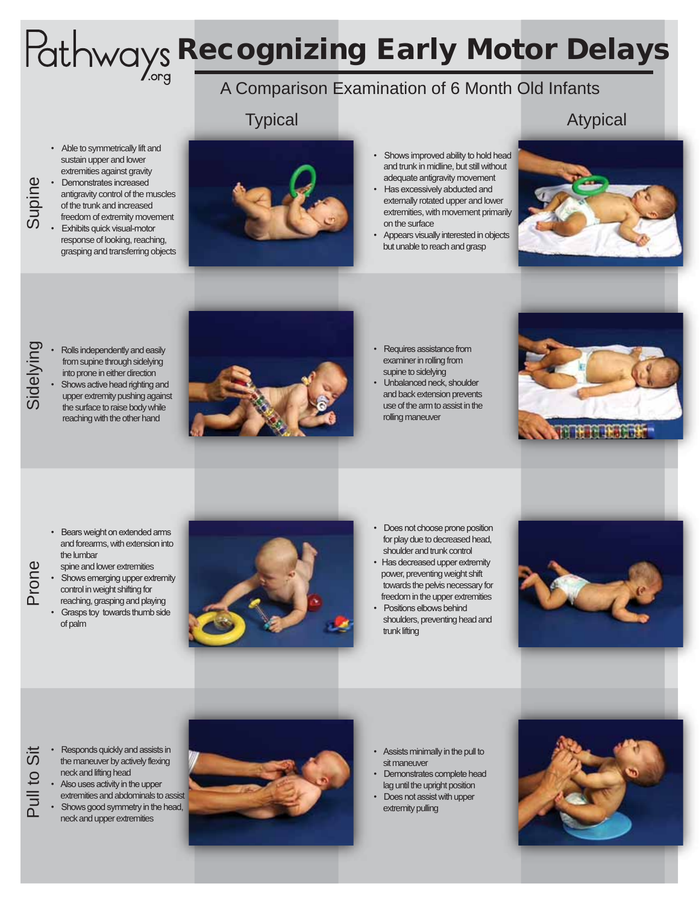# Pathways.org

# Recognizing Early Motor Delays

## A Comparison Examination of 6 Month Old Infants

| | Typical | Atypical |
| --- | --- | --- |
| **Supine** | • Able to symmetrically lift and sustain upper and lower extremities against gravity<br>• Demonstrates increased antigravity control of the muscles of the trunk and increased freedom of extremity movement<br>• Exhibits quick visual-motor response of looking, reaching, grasping and transferring objects | • Shows improved ability to hold head and trunk in midline, but still without adequate antigravity movement<br>• Has excessively abducted and externally rotated upper and lower extremities, with movement primarily on the surface<br>• Appears visually interested in objects but unable to reach and grasp |
| **Sidelying** | • Rolls independently and easily from supine through sidelying into prone in either direction<br>• Shows active head righting and upper extremity pushing against the surface to raise body while reaching with the other hand | • Requires assistance from examiner in rolling from supine to sidelying<br>• Unbalanced neck, shoulder and back extension prevents use of the arm to assist in the rolling maneuver |
| **Prone** | • Bears weight on extended arms and forearms, with extension into the lumbar spine and lower extremities<br>• Shows emerging upper extremity control in weight shifting for reaching, grasping and playing<br>• Grasps toy towards thumb side of palm | • Does not choose prone position for play due to decreased head, shoulder and trunk control<br>• Has decreased upper extremity power, preventing weight shift towards the pelvis necessary for freedom in the upper extremities<br>• Positions elbows behind shoulders, preventing head and trunk lifting |
| **Pull to Sit** | • Responds quickly and assists in the maneuver by actively flexing neck and lifting head<br>• Also uses activity in the upper extremities and abdominals to assist<br>• Shows good symmetry in the head, neck and upper extremities | • Assists minimally in the pull to sit maneuver<br>• Demonstrates complete head lag until the upright position<br>• Does not assist with upper extremity pulling |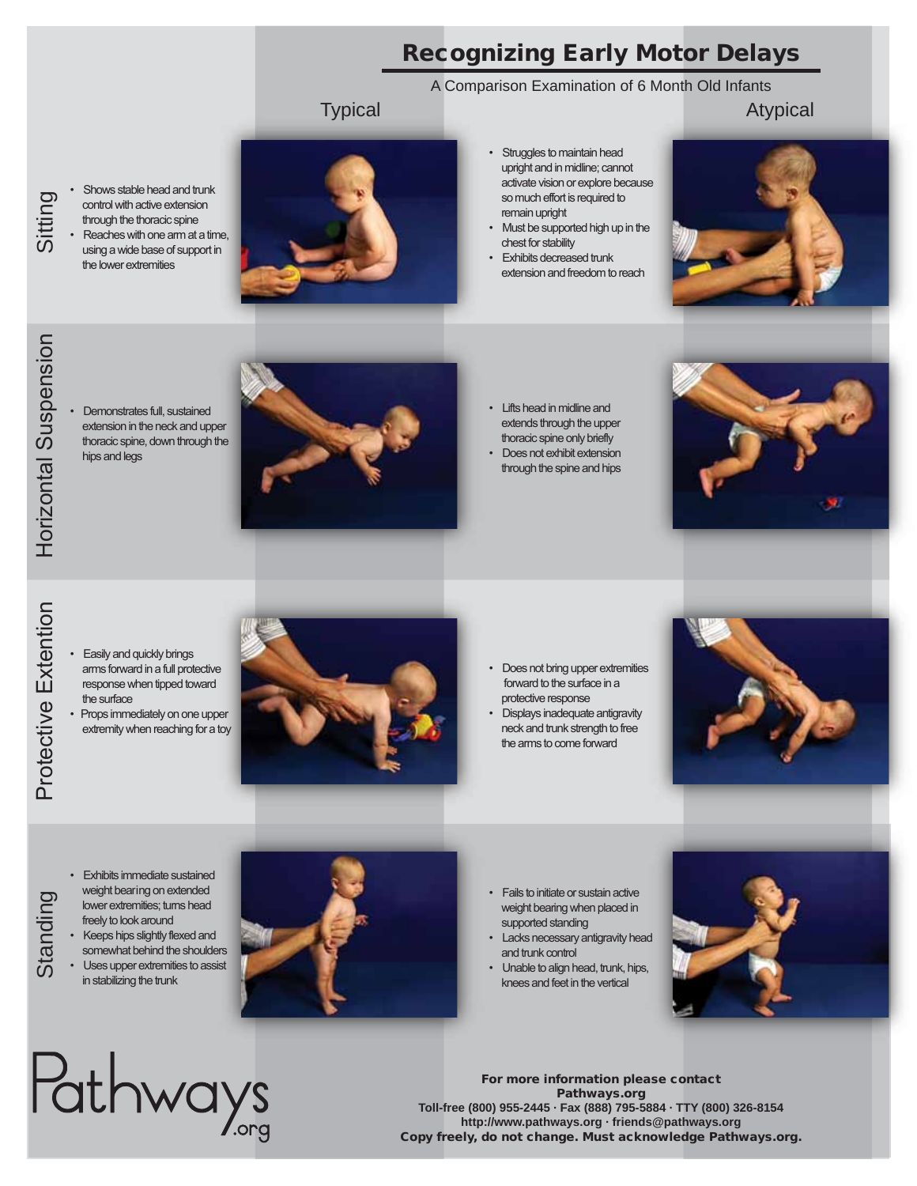# Recognizing Early Motor Delays

A Comparison Examination of 6 Month Old Infants

Typical | Atypical

## Sitting

**Typical**

- Shows stable head and trunk control with active extension through the thoracic spine
- Reaches with one arm at a time, using a wide base of support in the lower extremities

**Atypical**

- Struggles to maintain head upright and in midline; cannot activate vision or explore because so much effort is required to remain upright
- Must be supported high up in the chest for stability
- Exhibits decreased trunk extension and freedom to reach

## Horizontal Suspension

**Typical**

- Demonstrates full, sustained extension in the neck and upper thoracic spine, down through the hips and legs

**Atypical**

- Lifts head in midline and extends through the upper thoracic spine only briefly
- Does not exhibit extension through the spine and hips

## Protective Extention

**Typical**

- Easily and quickly brings arms forward in a full protective response when tipped toward the surface
- Props immediately on one upper extremity when reaching for a toy

**Atypical**

- Does not bring upper extremities forward to the surface in a protective response
- Displays inadequate antigravity neck and trunk strength to free the arms to come forward

## Standing

**Typical**

- Exhibits immediate sustained weight bearing on extended lower extremities; turns head freely to look around
- Keeps hips slightly flexed and somewhat behind the shoulders
- Uses upper extremities to assist in stabilizing the trunk

**Atypical**

- Fails to initiate or sustain active weight bearing when placed in supported standing
- Lacks necessary antigravity head and trunk control
- Unable to align head, trunk, hips, knees and feet in the vertical

Pathways.org

**For more information please contact**
**Pathways.org**
**Toll-free (800) 955-2445 · Fax (888) 795-5884 · TTY (800) 326-8154**
**http://www.pathways.org · friends@pathways.org**
**Copy freely, do not change. Must acknowledge Pathways.org.**